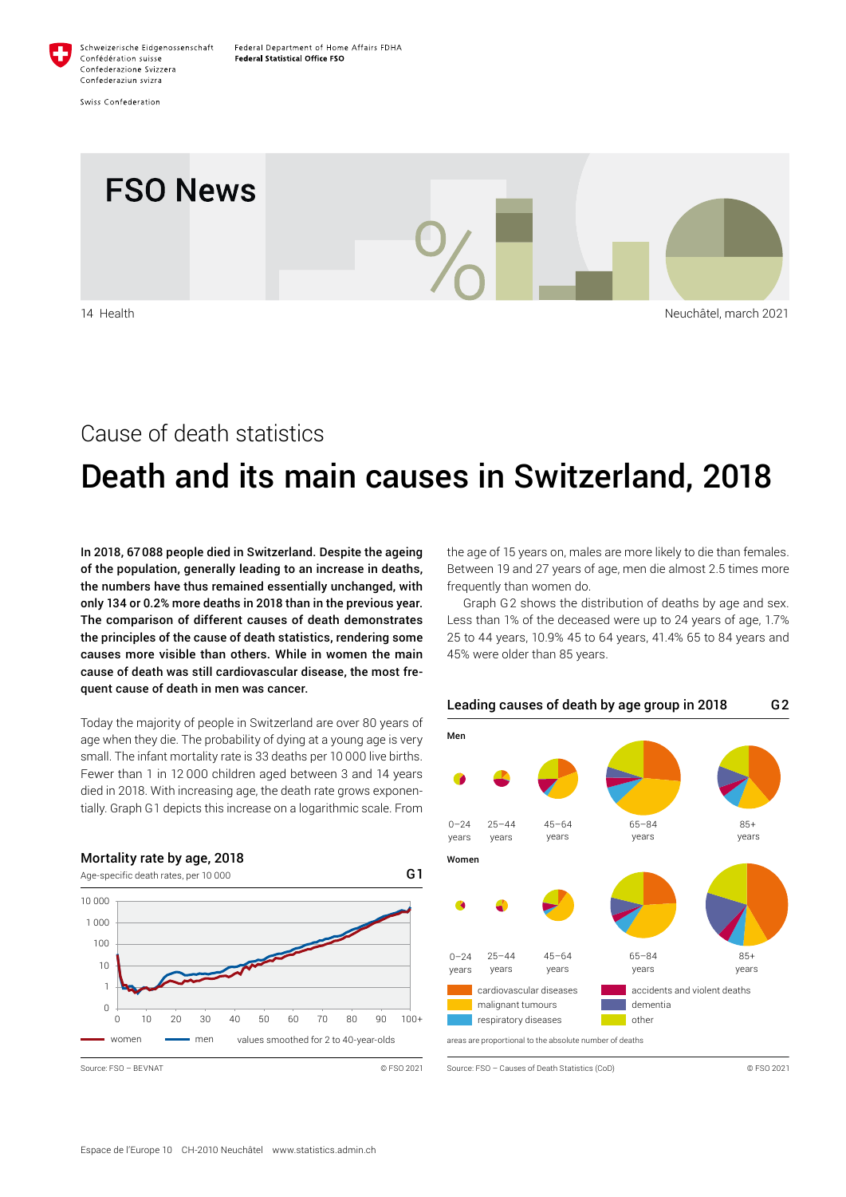Schweizerische Eidgenossenschaft
Confédération suisse
Confederazione Svizzera
Confederaziun svizra

Swiss Confederation

Federal Department of Home Affairs FDHA
**Federal Statistical Office FSO**

# FSO News

14 Health

Neuchâtel, march 2021

## Cause of death statistics

# Death and its main causes in Switzerland, 2018

**In 2018, 67 088 people died in Switzerland. Despite the ageing of the population, generally leading to an increase in deaths, the numbers have thus remained essentially unchanged, with only 134 or 0.2% more deaths in 2018 than in the previous year. The comparison of different causes of death demonstrates the principles of the cause of death statistics, rendering some causes more visible than others. While in women the main cause of death was still cardiovascular disease, the most frequent cause of death in men was cancer.**

Today the majority of people in Switzerland are over 80 years of age when they die. The probability of dying at a young age is very small. The infant mortality rate is 33 deaths per 10 000 live births. Fewer than 1 in 12 000 children aged between 3 and 14 years died in 2018. With increasing age, the death rate grows exponentially. Graph G1 depicts this increase on a logarithmic scale. From the age of 15 years on, males are more likely to die than females. Between 19 and 27 years of age, men die almost 2.5 times more frequently than women do.

Graph G2 shows the distribution of deaths by age and sex. Less than 1% of the deceased were up to 24 years of age, 1.7% 25 to 44 years, 10.9% 45 to 64 years, 41.4% 65 to 84 years and 45% were older than 85 years.

**Mortality rate by age, 2018** — G1

Age-specific death rates, per 10 000

women — men — values smoothed for 2 to 40-year-olds

Source: FSO – BEVNAT © FSO 2021

**Leading causes of death by age group in 2018** — G2

Men: 0–24 years, 25–44 years, 45–64 years, 65–84 years, 85+ years

Women: 0–24 years, 25–44 years, 45–64 years, 65–84 years, 85+ years

cardiovascular diseases; malignant tumours; respiratory diseases; accidents and violent deaths; dementia; other

areas are proportional to the absolute number of deaths

Source: FSO – Causes of Death Statistics (CoD) © FSO 2021

Espace de l'Europe 10 CH-2010 Neuchâtel www.statistics.admin.ch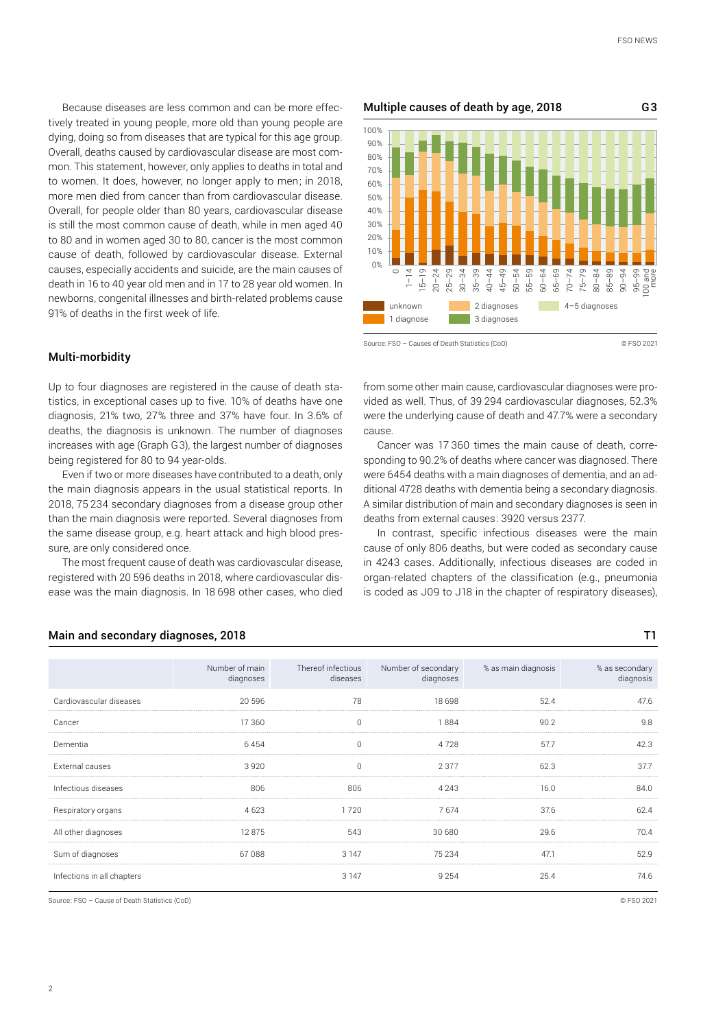Because diseases are less common and can be more effectively treated in young people, more old than young people are dying, doing so from diseases that are typical for this age group. Overall, deaths caused by cardiovascular disease are most common. This statement, however, only applies to deaths in total and to women. It does, however, no longer apply to men; in 2018, more men died from cancer than from cardiovascular disease. Overall, for people older than 80 years, cardiovascular disease is still the most common cause of death, while in men aged 40 to 80 and in women aged 30 to 80, cancer is the most common cause of death, followed by cardiovascular disease. External causes, especially accidents and suicide, are the main causes of death in 16 to 40 year old men and in 17 to 28 year old women. In newborns, congenital illnesses and birth-related problems cause 91% of deaths in the first week of life.

**Multiple causes of death by age, 2018** G3

Legend: unknown, 1 diagnose, 2 diagnoses, 3 diagnoses, 4–5 diagnoses

Source: FSO – Causes of Death Statistics (CoD) © FSO 2021

## Multi-morbidity

Up to four diagnoses are registered in the cause of death statistics, in exceptional cases up to five. 10% of deaths have one diagnosis, 21% two, 27% three and 37% have four. In 3.6% of deaths, the diagnosis is unknown. The number of diagnoses increases with age (Graph G3), the largest number of diagnoses being registered for 80 to 94 year-olds.

Even if two or more diseases have contributed to a death, only the main diagnosis appears in the usual statistical reports. In 2018, 75 234 secondary diagnoses from a disease group other than the main diagnosis were reported. Several diagnoses from the same disease group, e.g. heart attack and high blood pressure, are only considered once.

The most frequent cause of death was cardiovascular disease, registered with 20 596 deaths in 2018, where cardiovascular disease was the main diagnosis. In 18 698 other cases, who died from some other main cause, cardiovascular diagnoses were provided as well. Thus, of 39 294 cardiovascular diagnoses, 52.3% were the underlying cause of death and 47.7% were a secondary cause.

Cancer was 17 360 times the main cause of death, corresponding to 90.2% of deaths where cancer was diagnosed. There were 6454 deaths with a main diagnoses of dementia, and an additional 4728 deaths with dementia being a secondary diagnosis. A similar distribution of main and secondary diagnoses is seen in deaths from external causes: 3920 versus 2377.

In contrast, specific infectious diseases were the main cause of only 806 deaths, but were coded as secondary cause in 4243 cases. Additionally, infectious diseases are coded in organ-related chapters of the classification (e.g., pneumonia is coded as J09 to J18 in the chapter of respiratory diseases),

**Main and secondary diagnoses, 2018** T1

| | Number of main diagnoses | Thereof infectious diseases | Number of secondary diagnoses | % as main diagnosis | % as secondary diagnosis |
|---|---|---|---|---|---|
| Cardiovascular diseases | 20 596 | 78 | 18 698 | 52.4 | 47.6 |
| Cancer | 17 360 | 0 | 1 884 | 90.2 | 9.8 |
| Dementia | 6 454 | 0 | 4 728 | 57.7 | 42.3 |
| External causes | 3 920 | 0 | 2 377 | 62.3 | 37.7 |
| Infectious diseases | 806 | 806 | 4 243 | 16.0 | 84.0 |
| Respiratory organs | 4 623 | 1 720 | 7 674 | 37.6 | 62.4 |
| All other diagnoses | 12 875 | 543 | 30 680 | 29.6 | 70.4 |
| Sum of diagnoses | 67 088 | 3 147 | 75 234 | 47.1 | 52.9 |
| Infections in all chapters | | 3 147 | 9 254 | 25.4 | 74.6 |

Source: FSO – Cause of Death Statistics (CoD) © FSO 2021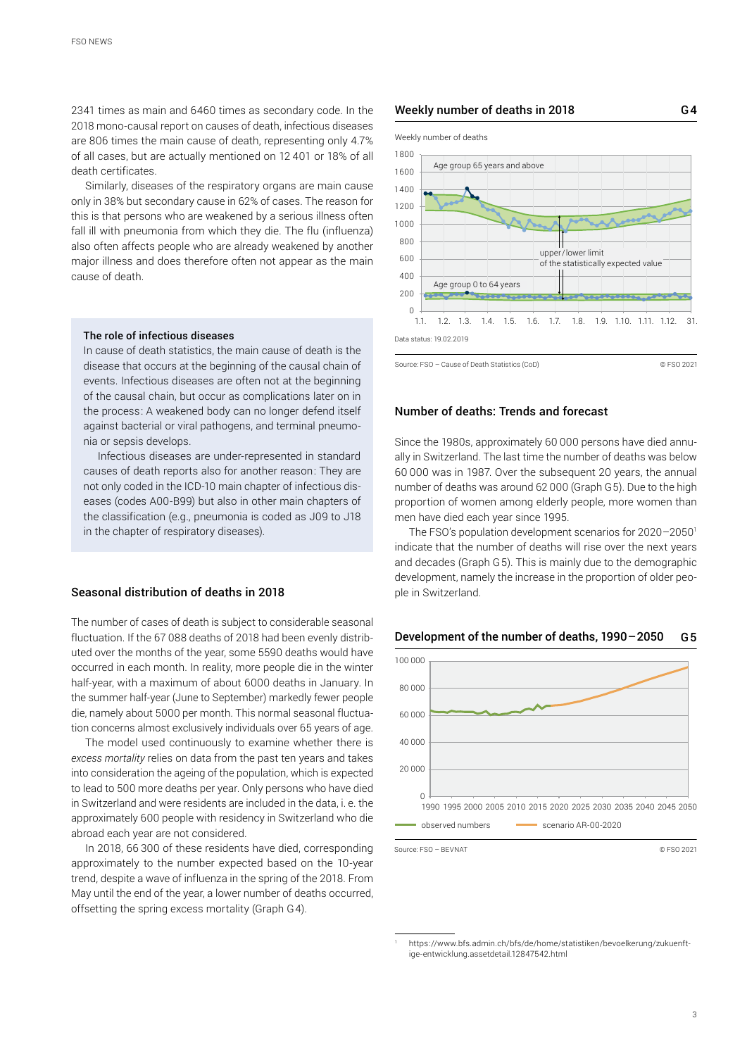2341 times as main and 6460 times as secondary code. In the 2018 mono-causal report on causes of death, infectious diseases are 806 times the main cause of death, representing only 4.7% of all cases, but are actually mentioned on 12 401 or 18% of all death certificates.

Similarly, diseases of the respiratory organs are main cause only in 38% but secondary cause in 62% of cases. The reason for this is that persons who are weakened by a serious illness often fall ill with pneumonia from which they die. The flu (influenza) also often affects people who are already weakened by another major illness and does therefore often not appear as the main cause of death.

> **The role of infectious diseases**
>
> In cause of death statistics, the main cause of death is the disease that occurs at the beginning of the causal chain of events. Infectious diseases are often not at the beginning of the causal chain, but occur as complications later on in the process: A weakened body can no longer defend itself against bacterial or viral pathogens, and terminal pneumonia or sepsis develops.
>
> Infectious diseases are under-represented in standard causes of death reports also for another reason: They are not only coded in the ICD-10 main chapter of infectious diseases (codes A00-B99) but also in other main chapters of the classification (e.g., pneumonia is coded as J09 to J18 in the chapter of respiratory diseases).

## Seasonal distribution of deaths in 2018

The number of cases of death is subject to considerable seasonal fluctuation. If the 67 088 deaths of 2018 had been evenly distributed over the months of the year, some 5590 deaths would have occurred in each month. In reality, more people die in the winter half-year, with a maximum of about 6000 deaths in January. In the summer half-year (June to September) markedly fewer people die, namely about 5000 per month. This normal seasonal fluctuation concerns almost exclusively individuals over 65 years of age.

The model used continuously to examine whether there is *excess mortality* relies on data from the past ten years and takes into consideration the ageing of the population, which is expected to lead to 500 more deaths per year. Only persons who have died in Switzerland and were residents are included in the data, i. e. the approximately 600 people with residency in Switzerland who die abroad each year are not considered.

In 2018, 66 300 of these residents have died, corresponding approximately to the number expected based on the 10-year trend, despite a wave of influenza in the spring of the 2018. From May until the end of the year, a lower number of deaths occurred, offsetting the spring excess mortality (Graph G4).

**Weekly number of deaths in 2018** **G4**

Weekly number of deaths

Age group 65 years and above

upper/lower limit of the statistically expected value

Age group 0 to 64 years

Data status: 19.02.2019

Source: FSO – Cause of Death Statistics (CoD) © FSO 2021

## Number of deaths: Trends and forecast

Since the 1980s, approximately 60 000 persons have died annually in Switzerland. The last time the number of deaths was below 60 000 was in 1987. Over the subsequent 20 years, the annual number of deaths was around 62 000 (Graph G5). Due to the high proportion of women among elderly people, more women than men have died each year since 1995.

The FSO's population development scenarios for 2020–2050[1] indicate that the number of deaths will rise over the next years and decades (Graph G5). This is mainly due to the demographic development, namely the increase in the proportion of older people in Switzerland.

**Development of the number of deaths, 1990–2050** **G5**

observed numbers — scenario AR-00-2020

Source: FSO – BEVNAT © FSO 2021

[1] https://www.bfs.admin.ch/bfs/de/home/statistiken/bevoelkerung/zukuenftige-entwicklung.assetdetail.12847542.html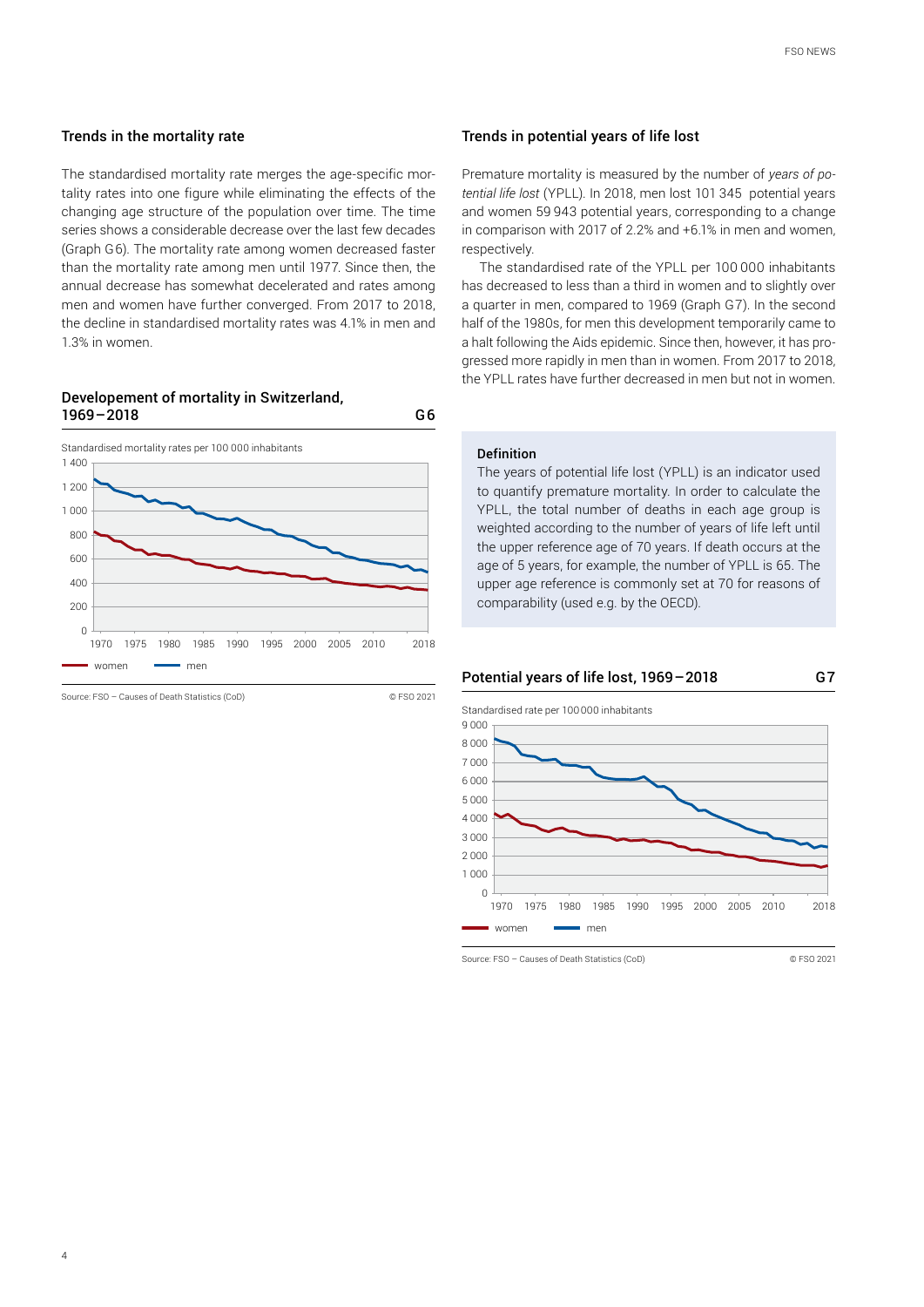## Trends in the mortality rate

The standardised mortality rate merges the age-specific mortality rates into one figure while eliminating the effects of the changing age structure of the population over time. The time series shows a considerable decrease over the last few decades (Graph G6). The mortality rate among women decreased faster than the mortality rate among men until 1977. Since then, the annual decrease has somewhat decelerated and rates among men and women have further converged. From 2017 to 2018, the decline in standardised mortality rates was 4.1% in men and 1.3% in women.

### Developement of mortality in Switzerland, 1969–2018 — G6

Standardised mortality rates per 100 000 inhabitants

Legend: women, men

Source: FSO – Causes of Death Statistics (CoD) — © FSO 2021

## Trends in potential years of life lost

Premature mortality is measured by the number of *years of potential life lost* (YPLL). In 2018, men lost 101 345 potential years and women 59 943 potential years, corresponding to a change in comparison with 2017 of 2.2% and +6.1% in men and women, respectively.

The standardised rate of the YPLL per 100 000 inhabitants has decreased to less than a third in women and to slightly over a quarter in men, compared to 1969 (Graph G7). In the second half of the 1980s, for men this development temporarily came to a halt following the Aids epidemic. Since then, however, it has progressed more rapidly in men than in women. From 2017 to 2018, the YPLL rates have further decreased in men but not in women.

**Definition**

The years of potential life lost (YPLL) is an indicator used to quantify premature mortality. In order to calculate the YPLL, the total number of deaths in each age group is weighted according to the number of years of life left until the upper reference age of 70 years. If death occurs at the age of 5 years, for example, the number of YPLL is 65. The upper age reference is commonly set at 70 for reasons of comparability (used e.g. by the OECD).

### Potential years of life lost, 1969–2018 — G7

Standardised rate per 100 000 inhabitants

Legend: women, men

Source: FSO – Causes of Death Statistics (CoD) — © FSO 2021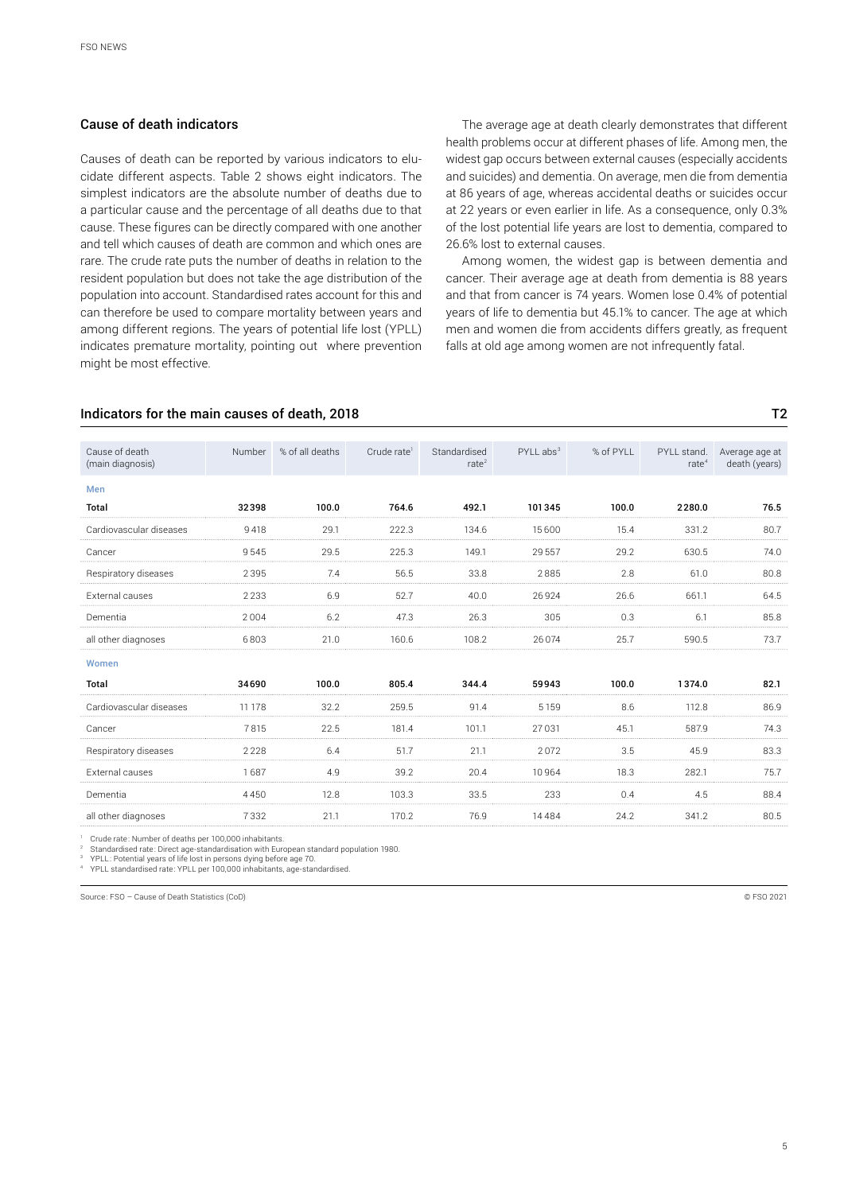## Cause of death indicators

Causes of death can be reported by various indicators to elucidate different aspects. Table 2 shows eight indicators. The simplest indicators are the absolute number of deaths due to a particular cause and the percentage of all deaths due to that cause. These figures can be directly compared with one another and tell which causes of death are common and which ones are rare. The crude rate puts the number of deaths in relation to the resident population but does not take the age distribution of the population into account. Standardised rates account for this and can therefore be used to compare mortality between years and among different regions. The years of potential life lost (YPLL) indicates premature mortality, pointing out where prevention might be most effective.

The average age at death clearly demonstrates that different health problems occur at different phases of life. Among men, the widest gap occurs between external causes (especially accidents and suicides) and dementia. On average, men die from dementia at 86 years of age, whereas accidental deaths or suicides occur at 22 years or even earlier in life. As a consequence, only 0.3% of the lost potential life years are lost to dementia, compared to 26.6% lost to external causes.

Among women, the widest gap is between dementia and cancer. Their average age at death from dementia is 88 years and that from cancer is 74 years. Women lose 0.4% of potential years of life to dementia but 45.1% to cancer. The age at which men and women die from accidents differs greatly, as frequent falls at old age among women are not infrequently fatal.

### Indicators for the main causes of death, 2018 — T2

| Cause of death (main diagnosis) | Number | % of all deaths | Crude rate[1] | Standardised rate[2] | PYLL abs[3] | % of PYLL | PYLL stand. rate[4] | Average age at death (years) |
|---|---|---|---|---|---|---|---|---|
| **Men** | | | | | | | | |
| **Total** | **32398** | **100.0** | **764.6** | **492.1** | **101345** | **100.0** | **2280.0** | **76.5** |
| Cardiovascular diseases | 9418 | 29.1 | 222.3 | 134.6 | 15600 | 15.4 | 331.2 | 80.7 |
| Cancer | 9545 | 29.5 | 225.3 | 149.1 | 29557 | 29.2 | 630.5 | 74.0 |
| Respiratory diseases | 2395 | 7.4 | 56.5 | 33.8 | 2885 | 2.8 | 61.0 | 80.8 |
| External causes | 2233 | 6.9 | 52.7 | 40.0 | 26924 | 26.6 | 661.1 | 64.5 |
| Dementia | 2004 | 6.2 | 47.3 | 26.3 | 305 | 0.3 | 6.1 | 85.8 |
| all other diagnoses | 6803 | 21.0 | 160.6 | 108.2 | 26074 | 25.7 | 590.5 | 73.7 |
| **Women** | | | | | | | | |
| **Total** | **34690** | **100.0** | **805.4** | **344.4** | **59943** | **100.0** | **1374.0** | **82.1** |
| Cardiovascular diseases | 11178 | 32.2 | 259.5 | 91.4 | 5159 | 8.6 | 112.8 | 86.9 |
| Cancer | 7815 | 22.5 | 181.4 | 101.1 | 27031 | 45.1 | 587.9 | 74.3 |
| Respiratory diseases | 2228 | 6.4 | 51.7 | 21.1 | 2072 | 3.5 | 45.9 | 83.3 |
| External causes | 1687 | 4.9 | 39.2 | 20.4 | 10964 | 18.3 | 282.1 | 75.7 |
| Dementia | 4450 | 12.8 | 103.3 | 33.5 | 233 | 0.4 | 4.5 | 88.4 |
| all other diagnoses | 7332 | 21.1 | 170.2 | 76.9 | 14484 | 24.2 | 341.2 | 80.5 |

[1] Crude rate: Number of deaths per 100,000 inhabitants.
[2] Standardised rate: Direct age-standardisation with European standard population 1980.
[3] YPLL: Potential years of life lost in persons dying before age 70.
[4] YPLL standardised rate: YPLL per 100,000 inhabitants, age-standardised.

Source: FSO – Cause of Death Statistics (CoD) © FSO 2021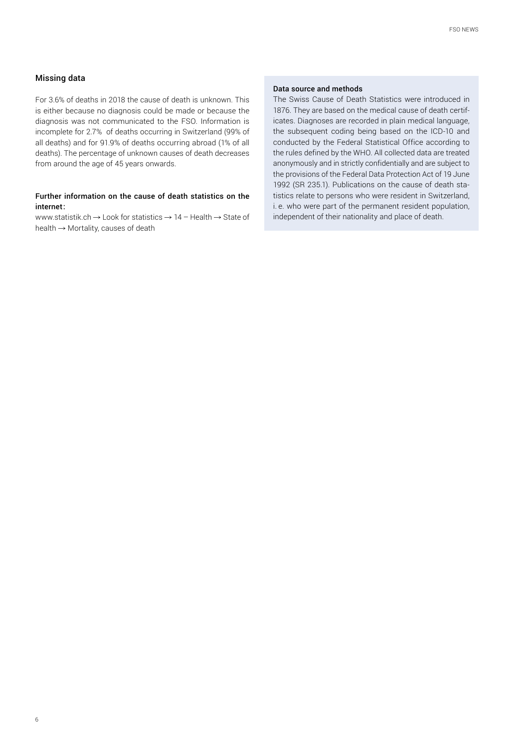## Missing data

For 3.6% of deaths in 2018 the cause of death is unknown. This is either because no diagnosis could be made or because the diagnosis was not communicated to the FSO. Information is incomplete for 2.7% of deaths occurring in Switzerland (99% of all deaths) and for 91.9% of deaths occurring abroad (1% of all deaths). The percentage of unknown causes of death decreases from around the age of 45 years onwards.

### Further information on the cause of death statistics on the internet:

www.statistik.ch → Look for statistics → 14 – Health → State of health → Mortality, causes of death

### Data source and methods

The Swiss Cause of Death Statistics were introduced in 1876. They are based on the medical cause of death certificates. Diagnoses are recorded in plain medical language, the subsequent coding being based on the ICD-10 and conducted by the Federal Statistical Office according to the rules defined by the WHO. All collected data are treated anonymously and in strictly confidentially and are subject to the provisions of the Federal Data Protection Act of 19 June 1992 (SR 235.1). Publications on the cause of death statistics relate to persons who were resident in Switzerland, i. e. who were part of the permanent resident population, independent of their nationality and place of death.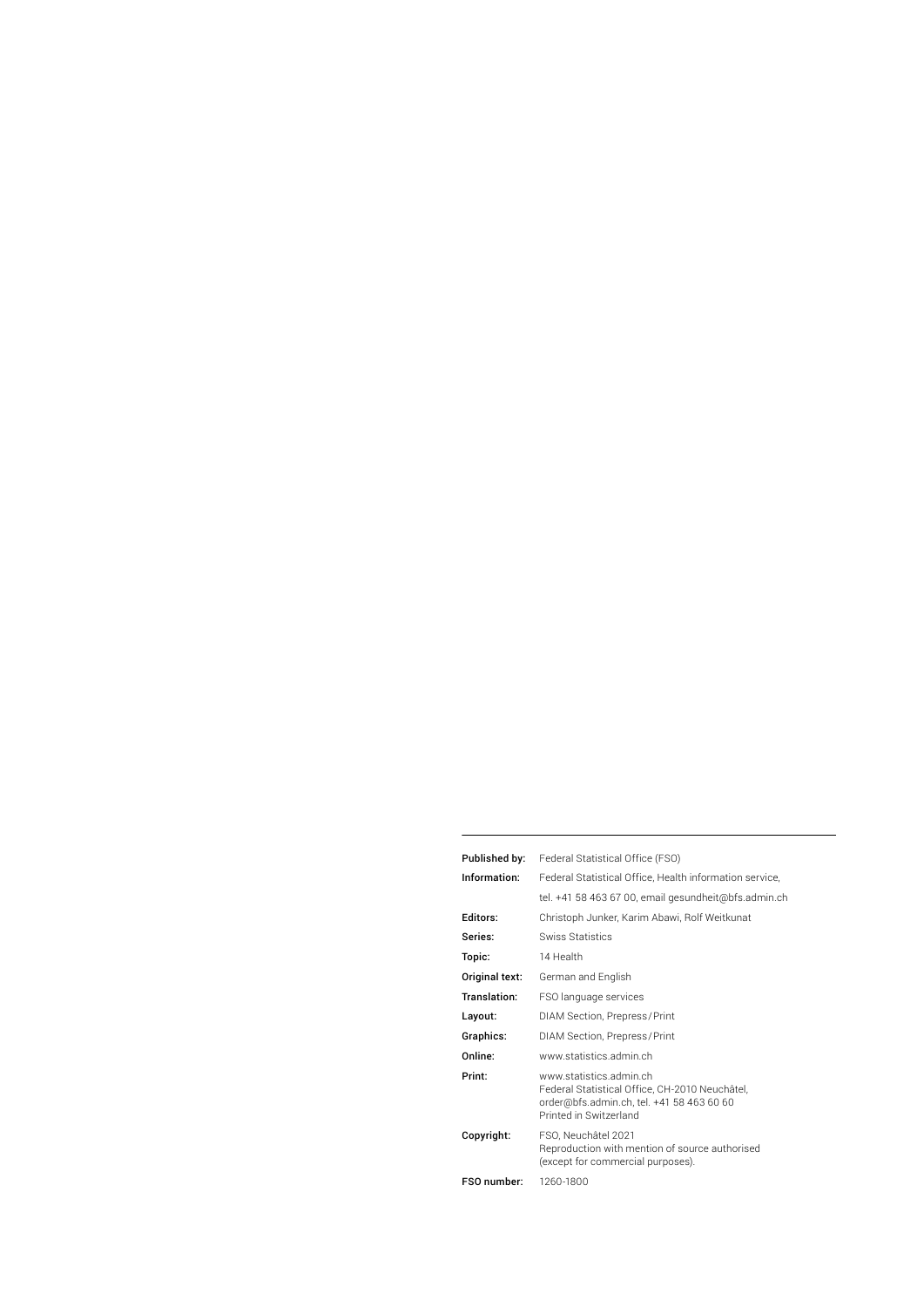| | |
|---|---|
| **Published by:** | Federal Statistical Office (FSO) |
| **Information:** | Federal Statistical Office, Health information service, tel. +41 58 463 67 00, email gesundheit@bfs.admin.ch |
| **Editors:** | Christoph Junker, Karim Abawi, Rolf Weitkunat |
| **Series:** | Swiss Statistics |
| **Topic:** | 14 Health |
| **Original text:** | German and English |
| **Translation:** | FSO language services |
| **Layout:** | DIAM Section, Prepress/Print |
| **Graphics:** | DIAM Section, Prepress/Print |
| **Online:** | www.statistics.admin.ch |
| **Print:** | www.statistics.admin.ch<br>Federal Statistical Office, CH-2010 Neuchâtel,<br>order@bfs.admin.ch, tel. +41 58 463 60 60<br>Printed in Switzerland |
| **Copyright:** | FSO, Neuchâtel 2021<br>Reproduction with mention of source authorised<br>(except for commercial purposes). |
| **FSO number:** | 1260-1800 |